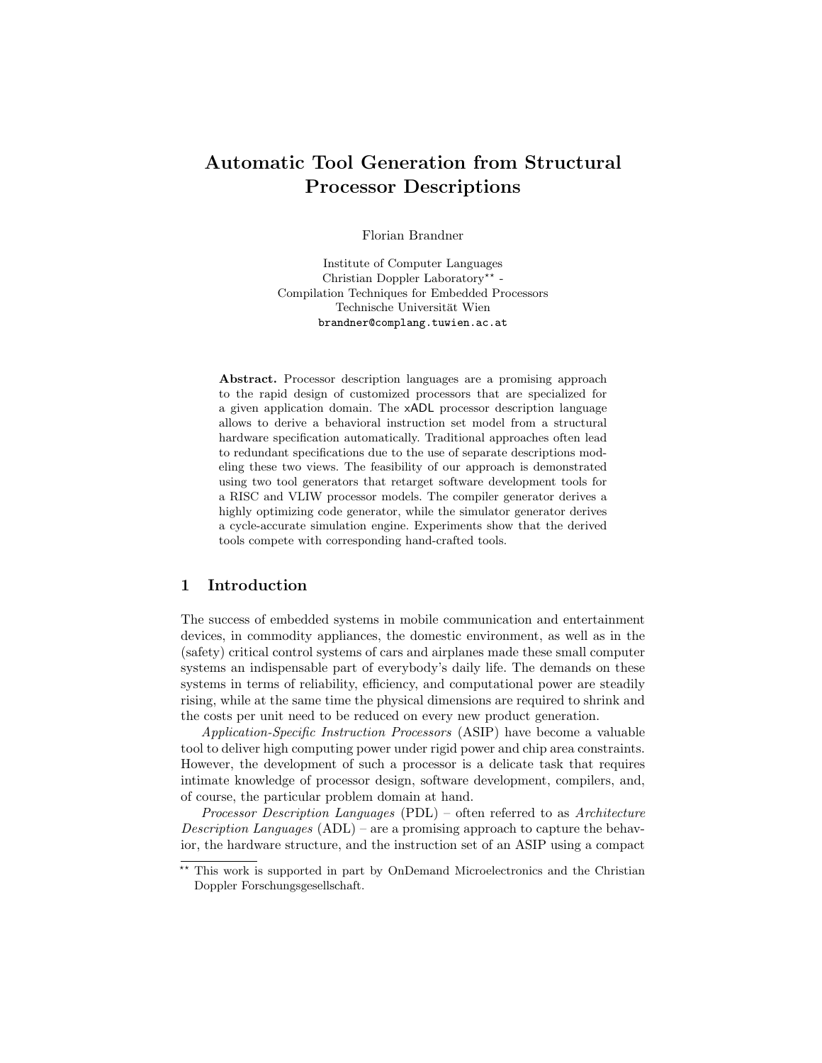# Automatic Tool Generation from Structural Processor Descriptions

Florian Brandner

Institute of Computer Languages
Christian Doppler Laboratory** -
Compilation Techniques for Embedded Processors
Technische Universität Wien
brandner@complang.tuwien.ac.at

**Abstract.** Processor description languages are a promising approach to the rapid design of customized processors that are specialized for a given application domain. The xADL processor description language allows to derive a behavioral instruction set model from a structural hardware specification automatically. Traditional approaches often lead to redundant specifications due to the use of separate descriptions modeling these two views. The feasibility of our approach is demonstrated using two tool generators that retarget software development tools for a RISC and VLIW processor models. The compiler generator derives a highly optimizing code generator, while the simulator generator derives a cycle-accurate simulation engine. Experiments show that the derived tools compete with corresponding hand-crafted tools.

## 1 Introduction

The success of embedded systems in mobile communication and entertainment devices, in commodity appliances, the domestic environment, as well as in the (safety) critical control systems of cars and airplanes made these small computer systems an indispensable part of everybody's daily life. The demands on these systems in terms of reliability, efficiency, and computational power are steadily rising, while at the same time the physical dimensions are required to shrink and the costs per unit need to be reduced on every new product generation.

*Application-Specific Instruction Processors* (ASIP) have become a valuable tool to deliver high computing power under rigid power and chip area constraints. However, the development of such a processor is a delicate task that requires intimate knowledge of processor design, software development, compilers, and, of course, the particular problem domain at hand.

*Processor Description Languages* (PDL) – often referred to as *Architecture Description Languages* (ADL) – are a promising approach to capture the behavior, the hardware structure, and the instruction set of an ASIP using a compact

** This work is supported in part by OnDemand Microelectronics and the Christian Doppler Forschungsgesellschaft.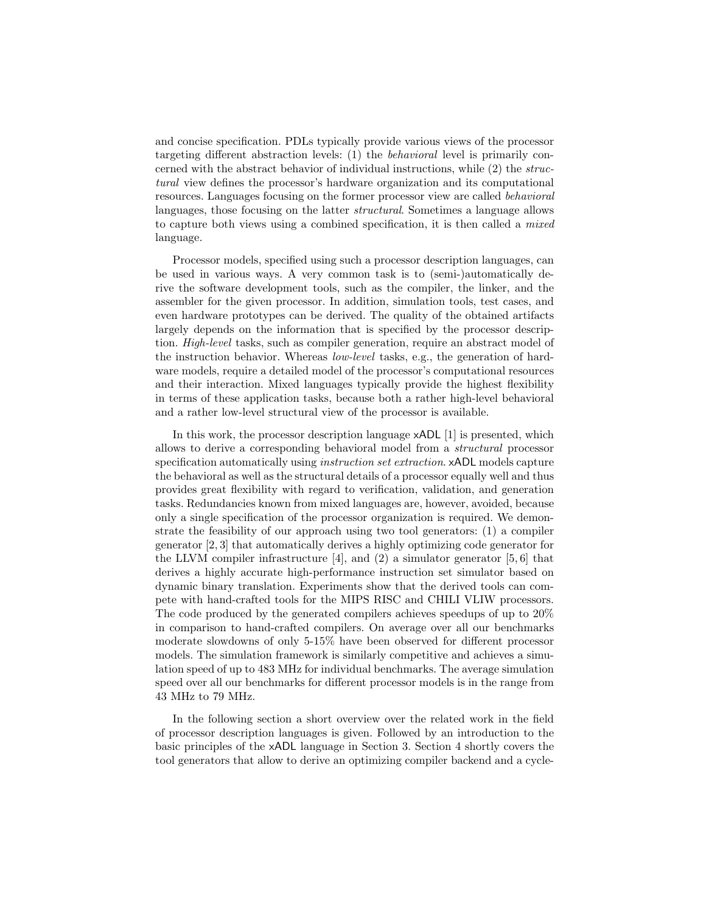and concise specification. PDLs typically provide various views of the processor targeting different abstraction levels: (1) the *behavioral* level is primarily concerned with the abstract behavior of individual instructions, while (2) the *structural* view defines the processor's hardware organization and its computational resources. Languages focusing on the former processor view are called *behavioral* languages, those focusing on the latter *structural*. Sometimes a language allows to capture both views using a combined specification, it is then called a *mixed* language.

Processor models, specified using such a processor description languages, can be used in various ways. A very common task is to (semi-)automatically derive the software development tools, such as the compiler, the linker, and the assembler for the given processor. In addition, simulation tools, test cases, and even hardware prototypes can be derived. The quality of the obtained artifacts largely depends on the information that is specified by the processor description. *High-level* tasks, such as compiler generation, require an abstract model of the instruction behavior. Whereas *low-level* tasks, e.g., the generation of hardware models, require a detailed model of the processor's computational resources and their interaction. Mixed languages typically provide the highest flexibility in terms of these application tasks, because both a rather high-level behavioral and a rather low-level structural view of the processor is available.

In this work, the processor description language xADL [1] is presented, which allows to derive a corresponding behavioral model from a *structural* processor specification automatically using *instruction set extraction*. xADL models capture the behavioral as well as the structural details of a processor equally well and thus provides great flexibility with regard to verification, validation, and generation tasks. Redundancies known from mixed languages are, however, avoided, because only a single specification of the processor organization is required. We demonstrate the feasibility of our approach using two tool generators: (1) a compiler generator [2, 3] that automatically derives a highly optimizing code generator for the LLVM compiler infrastructure [4], and (2) a simulator generator [5, 6] that derives a highly accurate high-performance instruction set simulator based on dynamic binary translation. Experiments show that the derived tools can compete with hand-crafted tools for the MIPS RISC and CHILI VLIW processors. The code produced by the generated compilers achieves speedups of up to 20% in comparison to hand-crafted compilers. On average over all our benchmarks moderate slowdowns of only 5-15% have been observed for different processor models. The simulation framework is similarly competitive and achieves a simulation speed of up to 483 MHz for individual benchmarks. The average simulation speed over all our benchmarks for different processor models is in the range from 43 MHz to 79 MHz.

In the following section a short overview over the related work in the field of processor description languages is given. Followed by an introduction to the basic principles of the xADL language in Section 3. Section 4 shortly covers the tool generators that allow to derive an optimizing compiler backend and a cycle-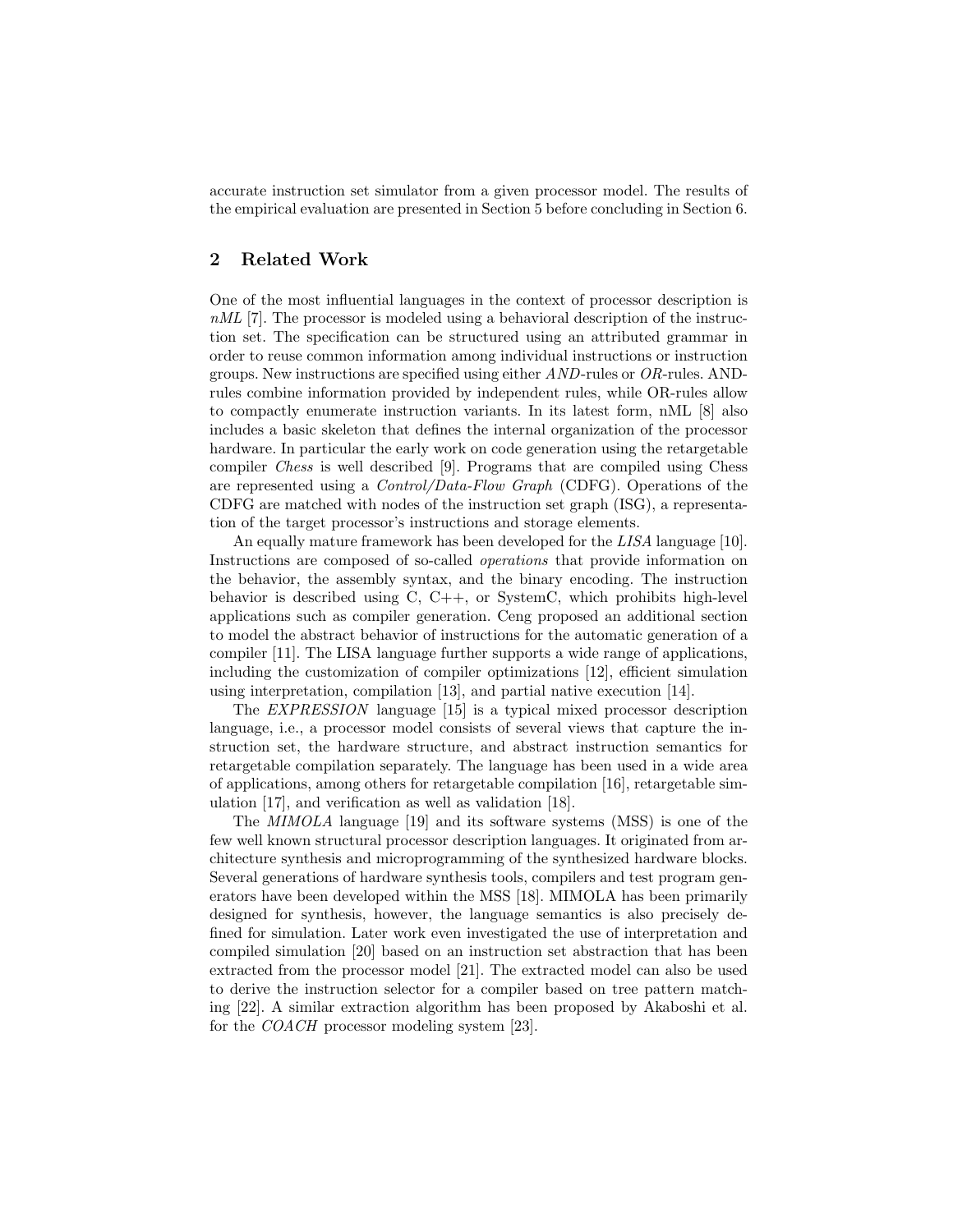accurate instruction set simulator from a given processor model. The results of the empirical evaluation are presented in Section 5 before concluding in Section 6.

## 2 Related Work

One of the most influential languages in the context of processor description is *nML* [7]. The processor is modeled using a behavioral description of the instruction set. The specification can be structured using an attributed grammar in order to reuse common information among individual instructions or instruction groups. New instructions are specified using either *AND*-rules or *OR*-rules. AND-rules combine information provided by independent rules, while OR-rules allow to compactly enumerate instruction variants. In its latest form, nML [8] also includes a basic skeleton that defines the internal organization of the processor hardware. In particular the early work on code generation using the retargetable compiler *Chess* is well described [9]. Programs that are compiled using Chess are represented using a *Control/Data-Flow Graph* (CDFG). Operations of the CDFG are matched with nodes of the instruction set graph (ISG), a representation of the target processor's instructions and storage elements.

An equally mature framework has been developed for the *LISA* language [10]. Instructions are composed of so-called *operations* that provide information on the behavior, the assembly syntax, and the binary encoding. The instruction behavior is described using C, C++, or SystemC, which prohibits high-level applications such as compiler generation. Ceng proposed an additional section to model the abstract behavior of instructions for the automatic generation of a compiler [11]. The LISA language further supports a wide range of applications, including the customization of compiler optimizations [12], efficient simulation using interpretation, compilation [13], and partial native execution [14].

The *EXPRESSION* language [15] is a typical mixed processor description language, i.e., a processor model consists of several views that capture the instruction set, the hardware structure, and abstract instruction semantics for retargetable compilation separately. The language has been used in a wide area of applications, among others for retargetable compilation [16], retargetable simulation [17], and verification as well as validation [18].

The *MIMOLA* language [19] and its software systems (MSS) is one of the few well known structural processor description languages. It originated from architecture synthesis and microprogramming of the synthesized hardware blocks. Several generations of hardware synthesis tools, compilers and test program generators have been developed within the MSS [18]. MIMOLA has been primarily designed for synthesis, however, the language semantics is also precisely defined for simulation. Later work even investigated the use of interpretation and compiled simulation [20] based on an instruction set abstraction that has been extracted from the processor model [21]. The extracted model can also be used to derive the instruction selector for a compiler based on tree pattern matching [22]. A similar extraction algorithm has been proposed by Akaboshi et al. for the *COACH* processor modeling system [23].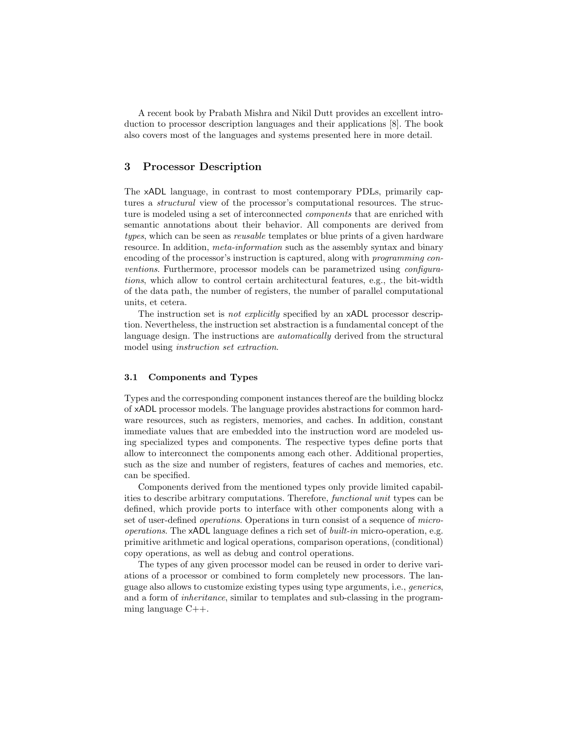A recent book by Prabath Mishra and Nikil Dutt provides an excellent introduction to processor description languages and their applications [8]. The book also covers most of the languages and systems presented here in more detail.

## 3 Processor Description

The xADL language, in contrast to most contemporary PDLs, primarily captures a *structural* view of the processor's computational resources. The structure is modeled using a set of interconnected *components* that are enriched with semantic annotations about their behavior. All components are derived from *types*, which can be seen as *reusable* templates or blue prints of a given hardware resource. In addition, *meta-information* such as the assembly syntax and binary encoding of the processor's instruction is captured, along with *programming conventions*. Furthermore, processor models can be parametrized using *configurations*, which allow to control certain architectural features, e.g., the bit-width of the data path, the number of registers, the number of parallel computational units, et cetera.

The instruction set is *not explicitly* specified by an xADL processor description. Nevertheless, the instruction set abstraction is a fundamental concept of the language design. The instructions are *automatically* derived from the structural model using *instruction set extraction*.

### 3.1 Components and Types

Types and the corresponding component instances thereof are the building blockz of xADL processor models. The language provides abstractions for common hardware resources, such as registers, memories, and caches. In addition, constant immediate values that are embedded into the instruction word are modeled using specialized types and components. The respective types define ports that allow to interconnect the components among each other. Additional properties, such as the size and number of registers, features of caches and memories, etc. can be specified.

Components derived from the mentioned types only provide limited capabilities to describe arbitrary computations. Therefore, *functional unit* types can be defined, which provide ports to interface with other components along with a set of user-defined *operations*. Operations in turn consist of a sequence of *micro-operations*. The xADL language defines a rich set of *built-in* micro-operation, e.g. primitive arithmetic and logical operations, comparison operations, (conditional) copy operations, as well as debug and control operations.

The types of any given processor model can be reused in order to derive variations of a processor or combined to form completely new processors. The language also allows to customize existing types using type arguments, i.e., *generics*, and a form of *inheritance*, similar to templates and sub-classing in the programming language C++.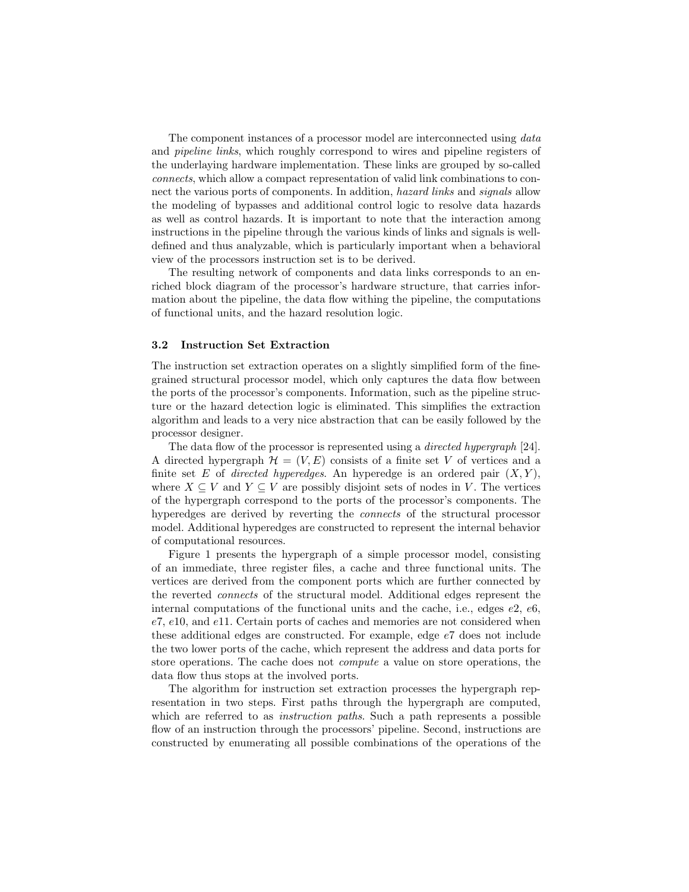The component instances of a processor model are interconnected using *data* and *pipeline links*, which roughly correspond to wires and pipeline registers of the underlaying hardware implementation. These links are grouped by so-called *connects*, which allow a compact representation of valid link combinations to connect the various ports of components. In addition, *hazard links* and *signals* allow the modeling of bypasses and additional control logic to resolve data hazards as well as control hazards. It is important to note that the interaction among instructions in the pipeline through the various kinds of links and signals is well-defined and thus analyzable, which is particularly important when a behavioral view of the processors instruction set is to be derived.

The resulting network of components and data links corresponds to an enriched block diagram of the processor's hardware structure, that carries information about the pipeline, the data flow withing the pipeline, the computations of functional units, and the hazard resolution logic.

### 3.2 Instruction Set Extraction

The instruction set extraction operates on a slightly simplified form of the fine-grained structural processor model, which only captures the data flow between the ports of the processor's components. Information, such as the pipeline structure or the hazard detection logic is eliminated. This simplifies the extraction algorithm and leads to a very nice abstraction that can be easily followed by the processor designer.

The data flow of the processor is represented using a *directed hypergraph* [24]. A directed hypergraph $\mathcal{H} = (V, E)$ consists of a finite set $V$ of vertices and a finite set $E$ of *directed hyperedges*. An hyperedge is an ordered pair $(X, Y)$, where $X \subseteq V$ and $Y \subseteq V$ are possibly disjoint sets of nodes in $V$. The vertices of the hypergraph correspond to the ports of the processor's components. The hyperedges are derived by reverting the *connects* of the structural processor model. Additional hyperedges are constructed to represent the internal behavior of computational resources.

Figure 1 presents the hypergraph of a simple processor model, consisting of an immediate, three register files, a cache and three functional units. The vertices are derived from the component ports which are further connected by the reverted *connects* of the structural model. Additional edges represent the internal computations of the functional units and the cache, i.e., edges $e2$, $e6$, $e7$, $e10$, and $e11$. Certain ports of caches and memories are not considered when these additional edges are constructed. For example, edge $e7$ does not include the two lower ports of the cache, which represent the address and data ports for store operations. The cache does not *compute* a value on store operations, the data flow thus stops at the involved ports.

The algorithm for instruction set extraction processes the hypergraph representation in two steps. First paths through the hypergraph are computed, which are referred to as *instruction paths.* Such a path represents a possible flow of an instruction through the processors' pipeline. Second, instructions are constructed by enumerating all possible combinations of the operations of the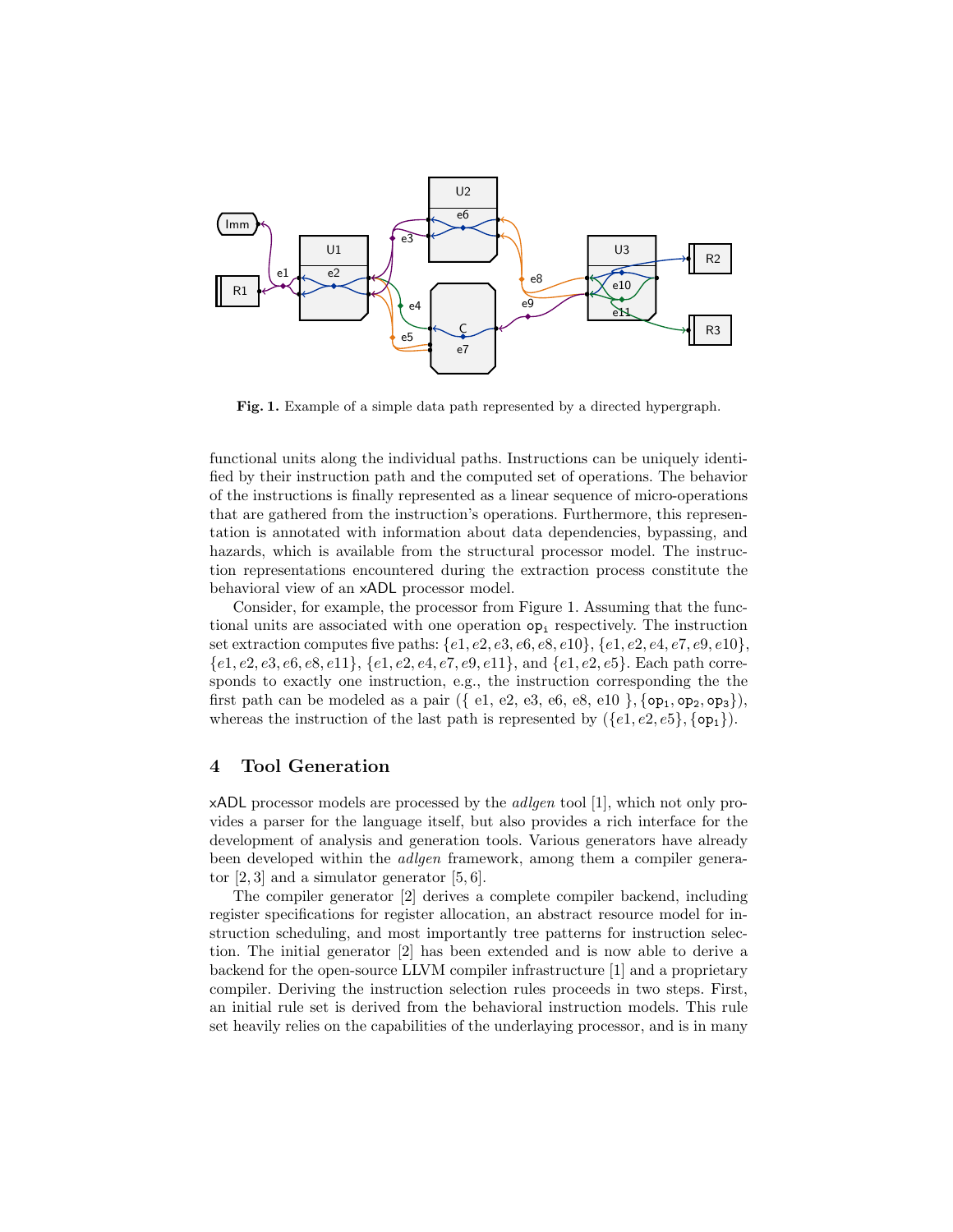**Fig. 1.** Example of a simple data path represented by a directed hypergraph.

functional units along the individual paths. Instructions can be uniquely identified by their instruction path and the computed set of operations. The behavior of the instructions is finally represented as a linear sequence of micro-operations that are gathered from the instruction's operations. Furthermore, this representation is annotated with information about data dependencies, bypassing, and hazards, which is available from the structural processor model. The instruction representations encountered during the extraction process constitute the behavioral view of an xADL processor model.

Consider, for example, the processor from Figure 1. Assuming that the functional units are associated with one operation $\mathtt{op_i}$ respectively. The instruction set extraction computes five paths: $\{e1, e2, e3, e6, e8, e10\}$, $\{e1, e2, e4, e7, e9, e10\}$, $\{e1, e2, e3, e6, e8, e11\}$, $\{e1, e2, e4, e7, e9, e11\}$, and $\{e1, e2, e5\}$. Each path corresponds to exactly one instruction, e.g., the instruction corresponding the the first path can be modeled as a pair $(\{$ e1, e2, e3, e6, e8, e10 $\}, \{\mathtt{op_1}, \mathtt{op_2}, \mathtt{op_3}\})$, whereas the instruction of the last path is represented by $(\{e1, e2, e5\}, \{\mathtt{op_1}\})$.

## 4 Tool Generation

xADL processor models are processed by the *adlgen* tool [1], which not only provides a parser for the language itself, but also provides a rich interface for the development of analysis and generation tools. Various generators have already been developed within the *adlgen* framework, among them a compiler generator [2, 3] and a simulator generator [5, 6].

The compiler generator [2] derives a complete compiler backend, including register specifications for register allocation, an abstract resource model for instruction scheduling, and most importantly tree patterns for instruction selection. The initial generator [2] has been extended and is now able to derive a backend for the open-source LLVM compiler infrastructure [1] and a proprietary compiler. Deriving the instruction selection rules proceeds in two steps. First, an initial rule set is derived from the behavioral instruction models. This rule set heavily relies on the capabilities of the underlaying processor, and is in many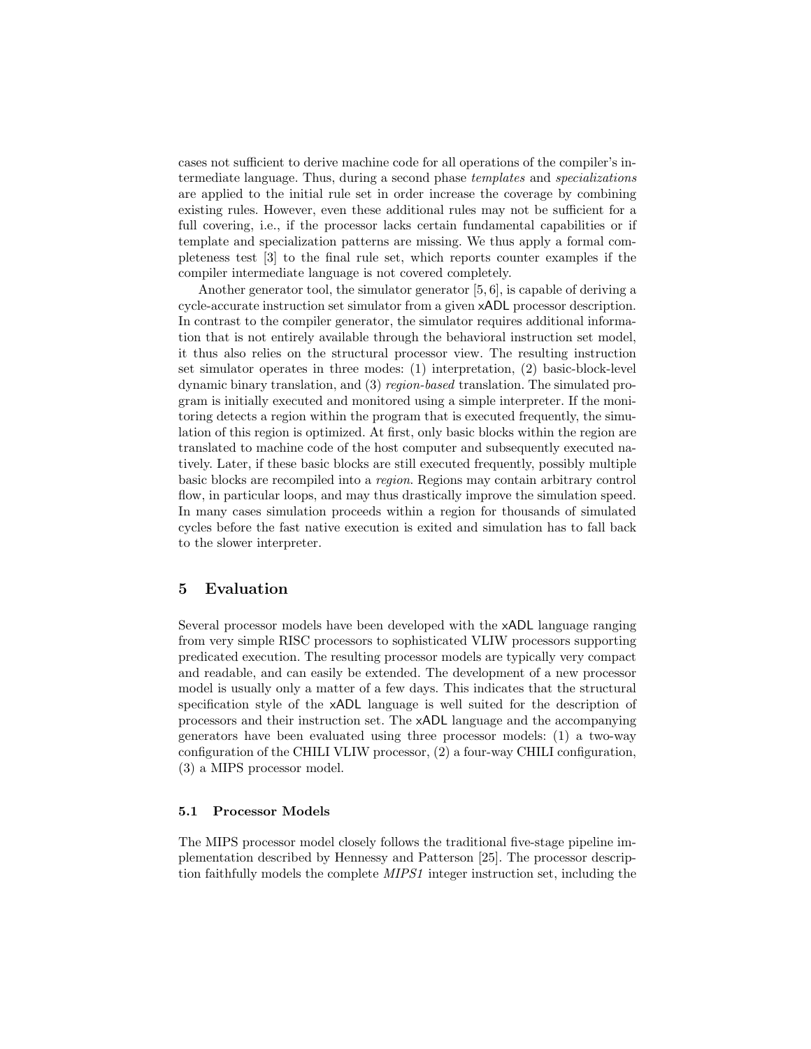cases not sufficient to derive machine code for all operations of the compiler's intermediate language. Thus, during a second phase *templates* and *specializations* are applied to the initial rule set in order increase the coverage by combining existing rules. However, even these additional rules may not be sufficient for a full covering, i.e., if the processor lacks certain fundamental capabilities or if template and specialization patterns are missing. We thus apply a formal completeness test [3] to the final rule set, which reports counter examples if the compiler intermediate language is not covered completely.

Another generator tool, the simulator generator [5, 6], is capable of deriving a cycle-accurate instruction set simulator from a given xADL processor description. In contrast to the compiler generator, the simulator requires additional information that is not entirely available through the behavioral instruction set model, it thus also relies on the structural processor view. The resulting instruction set simulator operates in three modes: (1) interpretation, (2) basic-block-level dynamic binary translation, and (3) *region-based* translation. The simulated program is initially executed and monitored using a simple interpreter. If the monitoring detects a region within the program that is executed frequently, the simulation of this region is optimized. At first, only basic blocks within the region are translated to machine code of the host computer and subsequently executed natively. Later, if these basic blocks are still executed frequently, possibly multiple basic blocks are recompiled into a *region*. Regions may contain arbitrary control flow, in particular loops, and may thus drastically improve the simulation speed. In many cases simulation proceeds within a region for thousands of simulated cycles before the fast native execution is exited and simulation has to fall back to the slower interpreter.

## 5 Evaluation

Several processor models have been developed with the xADL language ranging from very simple RISC processors to sophisticated VLIW processors supporting predicated execution. The resulting processor models are typically very compact and readable, and can easily be extended. The development of a new processor model is usually only a matter of a few days. This indicates that the structural specification style of the xADL language is well suited for the description of processors and their instruction set. The xADL language and the accompanying generators have been evaluated using three processor models: (1) a two-way configuration of the CHILI VLIW processor, (2) a four-way CHILI configuration, (3) a MIPS processor model.

### 5.1 Processor Models

The MIPS processor model closely follows the traditional five-stage pipeline implementation described by Hennessy and Patterson [25]. The processor description faithfully models the complete *MIPS1* integer instruction set, including the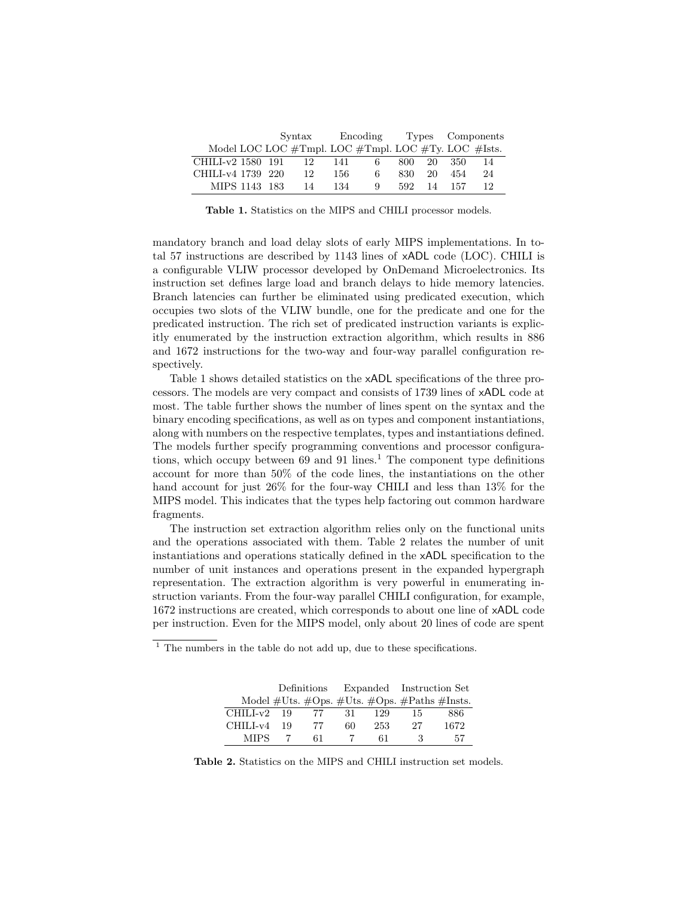| | | Syntax | | Encoding | | Types | | Components | |
|---|---|---|---|---|---|---|---|---|---|
| Model | LOC | LOC | #Tmpl. | LOC | #Tmpl. | LOC | #Ty. | LOC | #Ists. |
| CHILI-v2 | 1580 | 191 | 12 | 141 | 6 | 800 | 20 | 350 | 14 |
| CHILI-v4 | 1739 | 220 | 12 | 156 | 6 | 830 | 20 | 454 | 24 |
| MIPS | 1143 | 183 | 14 | 134 | 9 | 592 | 14 | 157 | 12 |

**Table 1.** Statistics on the MIPS and CHILI processor models.

mandatory branch and load delay slots of early MIPS implementations. In total 57 instructions are described by 1143 lines of xADL code (LOC). CHILI is a configurable VLIW processor developed by OnDemand Microelectronics. Its instruction set defines large load and branch delays to hide memory latencies. Branch latencies can further be eliminated using predicated execution, which occupies two slots of the VLIW bundle, one for the predicate and one for the predicated instruction. The rich set of predicated instruction variants is explicitly enumerated by the instruction extraction algorithm, which results in 886 and 1672 instructions for the two-way and four-way parallel configuration respectively.

Table 1 shows detailed statistics on the xADL specifications of the three processors. The models are very compact and consists of 1739 lines of xADL code at most. The table further shows the number of lines spent on the syntax and the binary encoding specifications, as well as on types and component instantiations, along with numbers on the respective templates, types and instantiations defined. The models further specify programming conventions and processor configurations, which occupy between 69 and 91 lines.[1] The component type definitions account for more than 50% of the code lines, the instantiations on the other hand account for just 26% for the four-way CHILI and less than 13% for the MIPS model. This indicates that the types help factoring out common hardware fragments.

The instruction set extraction algorithm relies only on the functional units and the operations associated with them. Table 2 relates the number of unit instantiations and operations statically defined in the xADL specification to the number of unit instances and operations present in the expanded hypergraph representation. The extraction algorithm is very powerful in enumerating instruction variants. From the four-way parallel CHILI configuration, for example, 1672 instructions are created, which corresponds to about one line of xADL code per instruction. Even for the MIPS model, only about 20 lines of code are spent

[1] The numbers in the table do not add up, due to these specifications.

| | Definitions | | Expanded | | Instruction Set | |
|---|---|---|---|---|---|---|
| Model | #Uts. | #Ops. | #Uts. | #Ops. | #Paths | #Insts. |
| CHILI-v2 | 19 | 77 | 31 | 129 | 15 | 886 |
| CHILI-v4 | 19 | 77 | 60 | 253 | 27 | 1672 |
| MIPS | 7 | 61 | 7 | 61 | 3 | 57 |

**Table 2.** Statistics on the MIPS and CHILI instruction set models.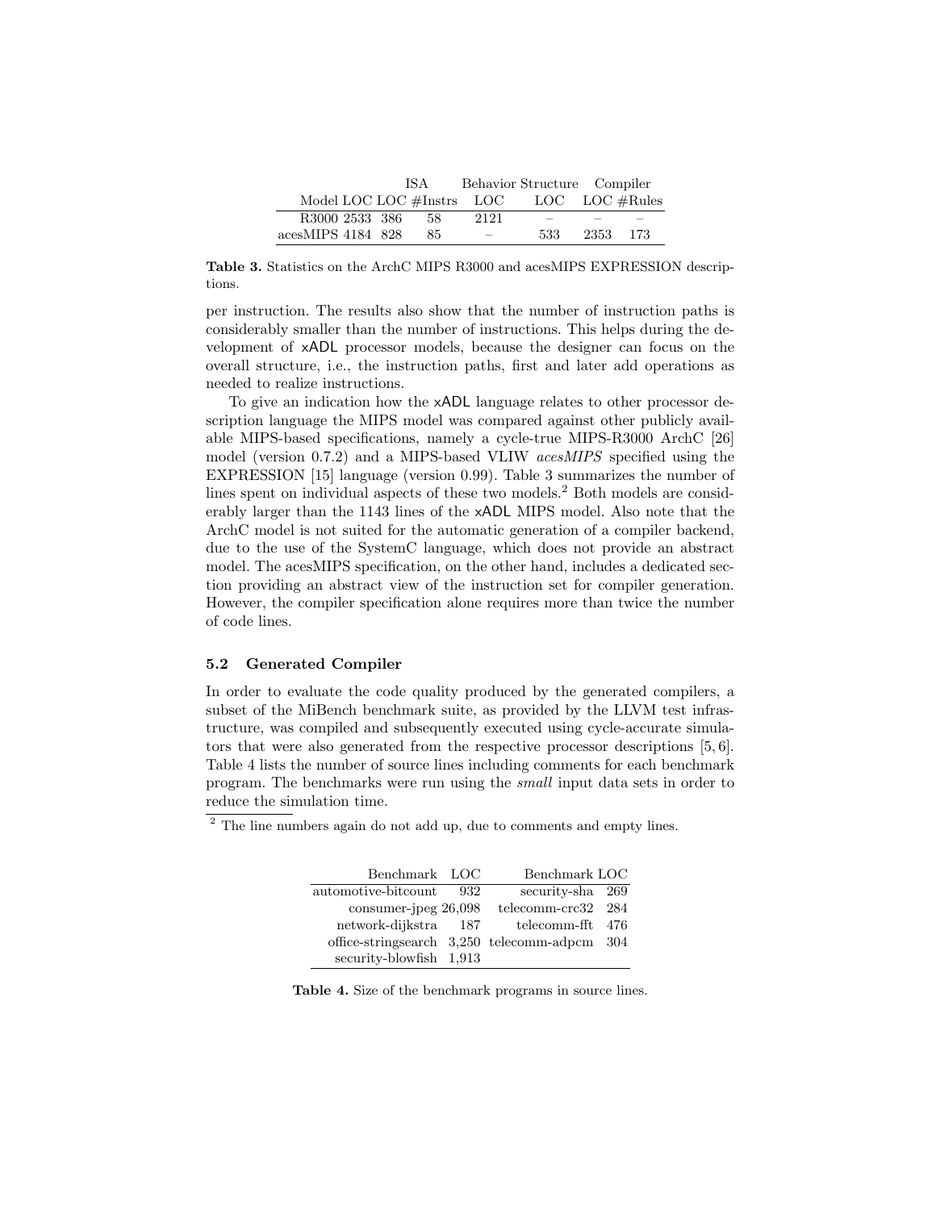| | | ISA | | Behavior | Structure | Compiler | |
|---|---|---|---|---|---|---|---|
| Model | LOC | LOC | #Instrs | LOC | LOC | LOC | #Rules |
| R3000 | 2533 | 386 | 58 | 2121 | – | – | – |
| acesMIPS | 4184 | 828 | 85 | – | 533 | 2353 | 173 |

**Table 3.** Statistics on the ArchC MIPS R3000 and acesMIPS EXPRESSION descriptions.

per instruction. The results also show that the number of instruction paths is considerably smaller than the number of instructions. This helps during the development of xADL processor models, because the designer can focus on the overall structure, i.e., the instruction paths, first and later add operations as needed to realize instructions.

To give an indication how the xADL language relates to other processor description language the MIPS model was compared against other publicly available MIPS-based specifications, namely a cycle-true MIPS-R3000 ArchC [26] model (version 0.7.2) and a MIPS-based VLIW *acesMIPS* specified using the EXPRESSION [15] language (version 0.99). Table 3 summarizes the number of lines spent on individual aspects of these two models.[2] Both models are considerably larger than the 1143 lines of the xADL MIPS model. Also note that the ArchC model is not suited for the automatic generation of a compiler backend, due to the use of the SystemC language, which does not provide an abstract model. The acesMIPS specification, on the other hand, includes a dedicated section providing an abstract view of the instruction set for compiler generation. However, the compiler specification alone requires more than twice the number of code lines.

### 5.2 Generated Compiler

In order to evaluate the code quality produced by the generated compilers, a subset of the MiBench benchmark suite, as provided by the LLVM test infrastructure, was compiled and subsequently executed using cycle-accurate simulators that were also generated from the respective processor descriptions [5, 6]. Table 4 lists the number of source lines including comments for each benchmark program. The benchmarks were run using the *small* input data sets in order to reduce the simulation time.

[2] The line numbers again do not add up, due to comments and empty lines.

| Benchmark | LOC | Benchmark | LOC |
|---|---|---|---|
| automotive-bitcount | 932 | security-sha | 269 |
| consumer-jpeg | 26,098 | telecomm-crc32 | 284 |
| network-dijkstra | 187 | telecomm-fft | 476 |
| office-stringsearch | 3,250 | telecomm-adpcm | 304 |
| security-blowfish | 1,913 | | |

**Table 4.** Size of the benchmark programs in source lines.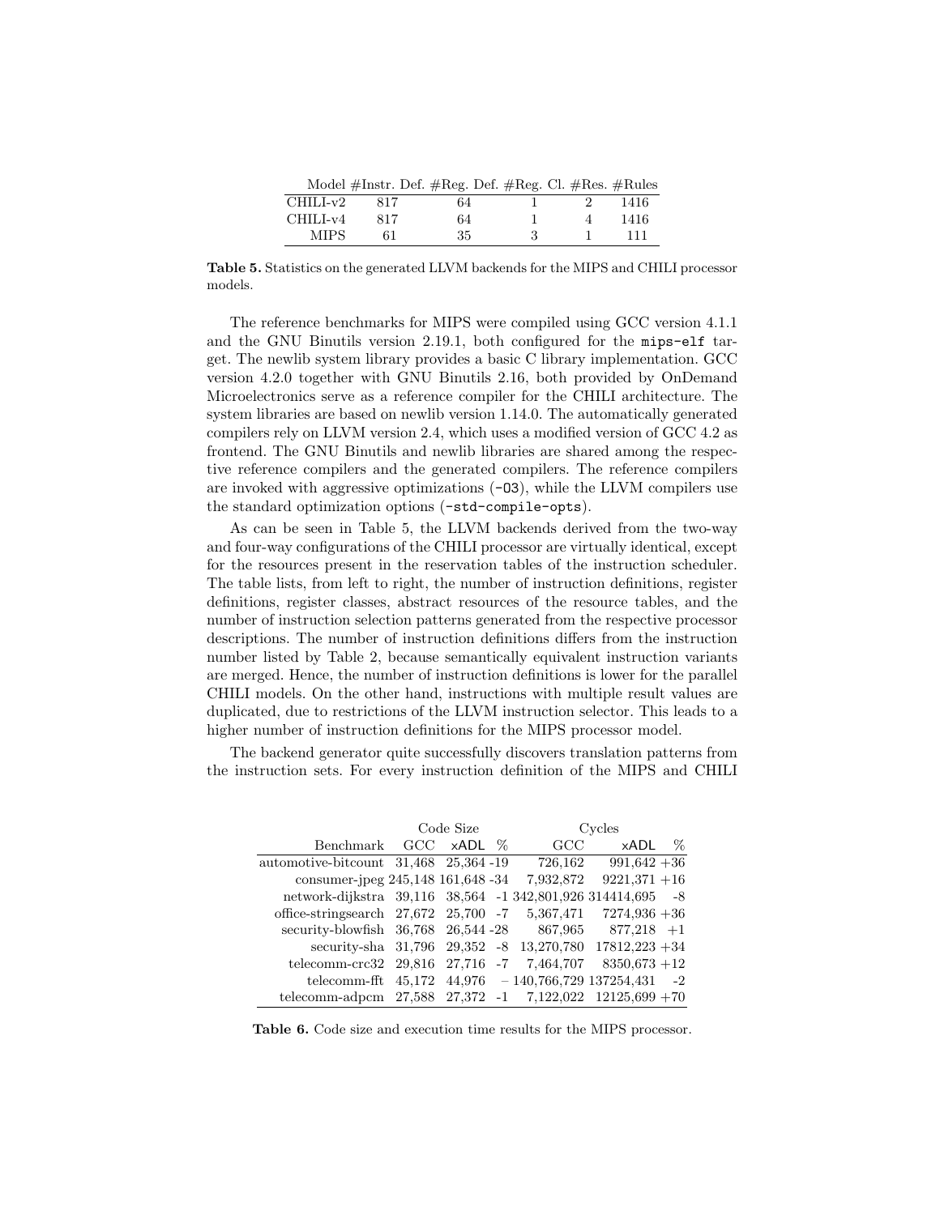| Model | #Instr. Def. | #Reg. Def. | #Reg. Cl. | #Res. | #Rules |
|---|---|---|---|---|---|
| CHILI-v2 | 817 | 64 | 1 | 2 | 1416 |
| CHILI-v4 | 817 | 64 | 1 | 4 | 1416 |
| MIPS | 61 | 35 | 3 | 1 | 111 |

**Table 5.** Statistics on the generated LLVM backends for the MIPS and CHILI processor models.

The reference benchmarks for MIPS were compiled using GCC version 4.1.1 and the GNU Binutils version 2.19.1, both configured for the `mips-elf` target. The newlib system library provides a basic C library implementation. GCC version 4.2.0 together with GNU Binutils 2.16, both provided by OnDemand Microelectronics serve as a reference compiler for the CHILI architecture. The system libraries are based on newlib version 1.14.0. The automatically generated compilers rely on LLVM version 2.4, which uses a modified version of GCC 4.2 as frontend. The GNU Binutils and newlib libraries are shared among the respective reference compilers and the generated compilers. The reference compilers are invoked with aggressive optimizations (`-O3`), while the LLVM compilers use the standard optimization options (`-std-compile-opts`).

As can be seen in Table 5, the LLVM backends derived from the two-way and four-way configurations of the CHILI processor are virtually identical, except for the resources present in the reservation tables of the instruction scheduler. The table lists, from left to right, the number of instruction definitions, register definitions, register classes, abstract resources of the resource tables, and the number of instruction selection patterns generated from the respective processor descriptions. The number of instruction definitions differs from the instruction number listed by Table 2, because semantically equivalent instruction variants are merged. Hence, the number of instruction definitions is lower for the parallel CHILI models. On the other hand, instructions with multiple result values are duplicated, due to restrictions of the LLVM instruction selector. This leads to a higher number of instruction definitions for the MIPS processor model.

The backend generator quite successfully discovers translation patterns from the instruction sets. For every instruction definition of the MIPS and CHILI

| | Code Size | | | Cycles | | |
|---|---|---|---|---|---|---|
| Benchmark | GCC | xADL | % | GCC | xADL | % |
| automotive-bitcount | 31,468 | 25,364 | -19 | 726,162 | 991,642 | +36 |
| consumer-jpeg | 245,148 | 161,648 | -34 | 7,932,872 | 9221,371 | +16 |
| network-dijkstra | 39,116 | 38,564 | -1 | 342,801,926 | 314414,695 | -8 |
| office-stringsearch | 27,672 | 25,700 | -7 | 5,367,471 | 7274,936 | +36 |
| security-blowfish | 36,768 | 26,544 | -28 | 867,965 | 877,218 | +1 |
| security-sha | 31,796 | 29,352 | -8 | 13,270,780 | 17812,223 | +34 |
| telecomm-crc32 | 29,816 | 27,716 | -7 | 7,464,707 | 8350,673 | +12 |
| telecomm-fft | 45,172 | 44,976 | – | 140,766,729 | 137254,431 | -2 |
| telecomm-adpcm | 27,588 | 27,372 | -1 | 7,122,022 | 12125,699 | +70 |

**Table 6.** Code size and execution time results for the MIPS processor.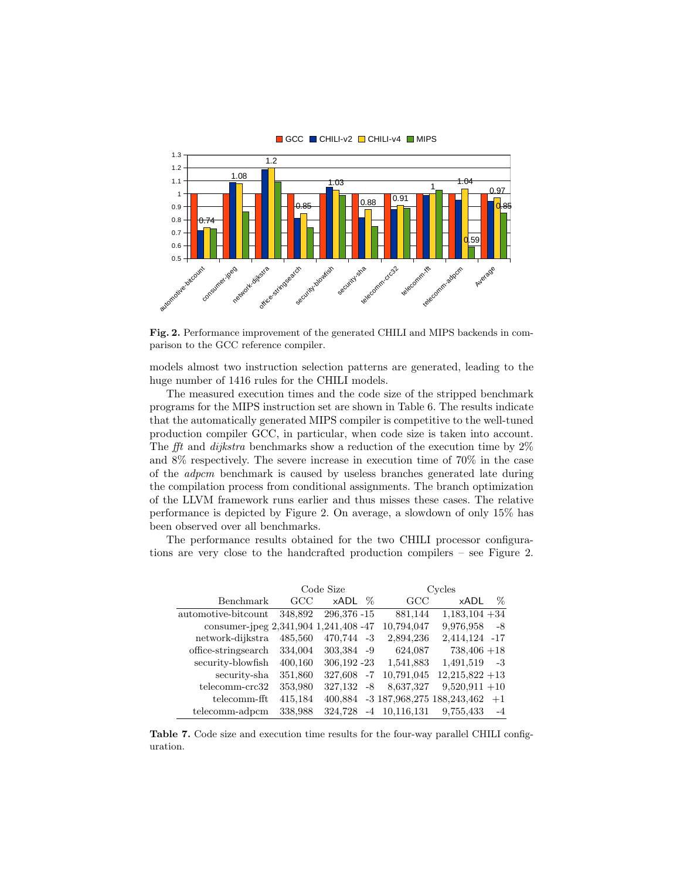**Fig. 2.** Performance improvement of the generated CHILI and MIPS backends in comparison to the GCC reference compiler.

models almost two instruction selection patterns are generated, leading to the huge number of 1416 rules for the CHILI models.

The measured execution times and the code size of the stripped benchmark programs for the MIPS instruction set are shown in Table 6. The results indicate that the automatically generated MIPS compiler is competitive to the well-tuned production compiler GCC, in particular, when code size is taken into account. The *fft* and *dijkstra* benchmarks show a reduction of the execution time by 2% and 8% respectively. The severe increase in execution time of 70% in the case of the *adpcm* benchmark is caused by useless branches generated late during the compilation process from conditional assignments. The branch optimization of the LLVM framework runs earlier and thus misses these cases. The relative performance is depicted by Figure 2. On average, a slowdown of only 15% has been observed over all benchmarks.

The performance results obtained for the two CHILI processor configurations are very close to the handcrafted production compilers – see Figure 2.

| | Code Size | | | Cycles | | |
|---|---|---|---|---|---|---|
| Benchmark | GCC | xADL | % | GCC | xADL | % |
| automotive-bitcount | 348,892 | 296,376 | -15 | 881,144 | 1,183,104 | +34 |
| consumer-jpeg | 2,341,904 | 1,241,408 | -47 | 10,794,047 | 9,976,958 | -8 |
| network-dijkstra | 485,560 | 470,744 | -3 | 2,894,236 | 2,414,124 | -17 |
| office-stringsearch | 334,004 | 303,384 | -9 | 624,087 | 738,406 | +18 |
| security-blowfish | 400,160 | 306,192 | -23 | 1,541,883 | 1,491,519 | -3 |
| security-sha | 351,860 | 327,608 | -7 | 10,791,045 | 12,215,822 | +13 |
| telecomm-crc32 | 353,980 | 327,132 | -8 | 8,637,327 | 9,520,911 | +10 |
| telecomm-fft | 415,184 | 400,884 | -3 | 187,968,275 | 188,243,462 | +1 |
| telecomm-adpcm | 338,988 | 324,728 | -4 | 10,116,131 | 9,755,433 | -4 |

**Table 7.** Code size and execution time results for the four-way parallel CHILI configuration.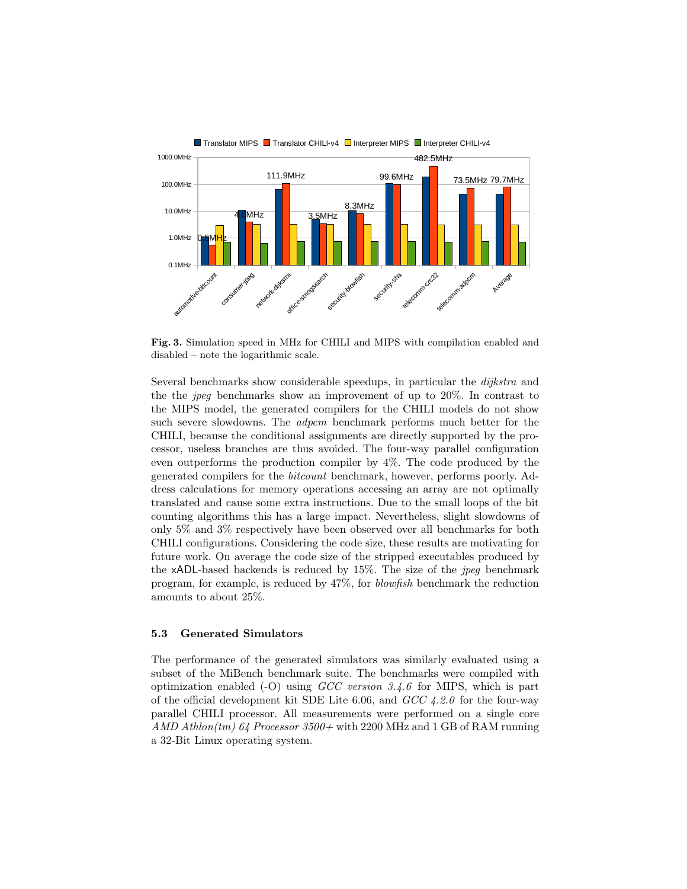**Fig. 3.** Simulation speed in MHz for CHILI and MIPS with compilation enabled and disabled – note the logarithmic scale.

Several benchmarks show considerable speedups, in particular the *dijkstra* and the the *jpeg* benchmarks show an improvement of up to 20%. In contrast to the MIPS model, the generated compilers for the CHILI models do not show such severe slowdowns. The *adpcm* benchmark performs much better for the CHILI, because the conditional assignments are directly supported by the processor, useless branches are thus avoided. The four-way parallel configuration even outperforms the production compiler by 4%. The code produced by the generated compilers for the *bitcount* benchmark, however, performs poorly. Address calculations for memory operations accessing an array are not optimally translated and cause some extra instructions. Due to the small loops of the bit counting algorithms this has a large impact. Nevertheless, slight slowdowns of only 5% and 3% respectively have been observed over all benchmarks for both CHILI configurations. Considering the code size, these results are motivating for future work. On average the code size of the stripped executables produced by the xADL-based backends is reduced by 15%. The size of the *jpeg* benchmark program, for example, is reduced by 47%, for *blowfish* benchmark the reduction amounts to about 25%.

### 5.3 Generated Simulators

The performance of the generated simulators was similarly evaluated using a subset of the MiBench benchmark suite. The benchmarks were compiled with optimization enabled (-O) using *GCC version 3.4.6* for MIPS, which is part of the official development kit SDE Lite 6.06, and *GCC 4.2.0* for the four-way parallel CHILI processor. All measurements were performed on a single core *AMD Athlon(tm) 64 Processor 3500+* with 2200 MHz and 1 GB of RAM running a 32-Bit Linux operating system.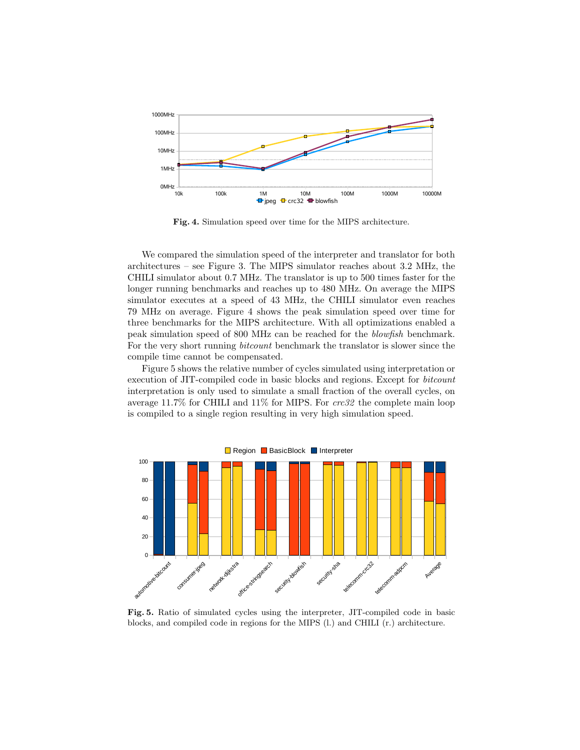**Fig. 4.** Simulation speed over time for the MIPS architecture.

We compared the simulation speed of the interpreter and translator for both architectures – see Figure 3. The MIPS simulator reaches about 3.2 MHz, the CHILI simulator about 0.7 MHz. The translator is up to 500 times faster for the longer running benchmarks and reaches up to 480 MHz. On average the MIPS simulator executes at a speed of 43 MHz, the CHILI simulator even reaches 79 MHz on average. Figure 4 shows the peak simulation speed over time for three benchmarks for the MIPS architecture. With all optimizations enabled a peak simulation speed of 800 MHz can be reached for the *blowfish* benchmark. For the very short running *bitcount* benchmark the translator is slower since the compile time cannot be compensated.

Figure 5 shows the relative number of cycles simulated using interpretation or execution of JIT-compiled code in basic blocks and regions. Except for *bitcount* interpretation is only used to simulate a small fraction of the overall cycles, on average 11.7% for CHILI and 11% for MIPS. For *crc32* the complete main loop is compiled to a single region resulting in very high simulation speed.

**Fig. 5.** Ratio of simulated cycles using the interpreter, JIT-compiled code in basic blocks, and compiled code in regions for the MIPS (l.) and CHILI (r.) architecture.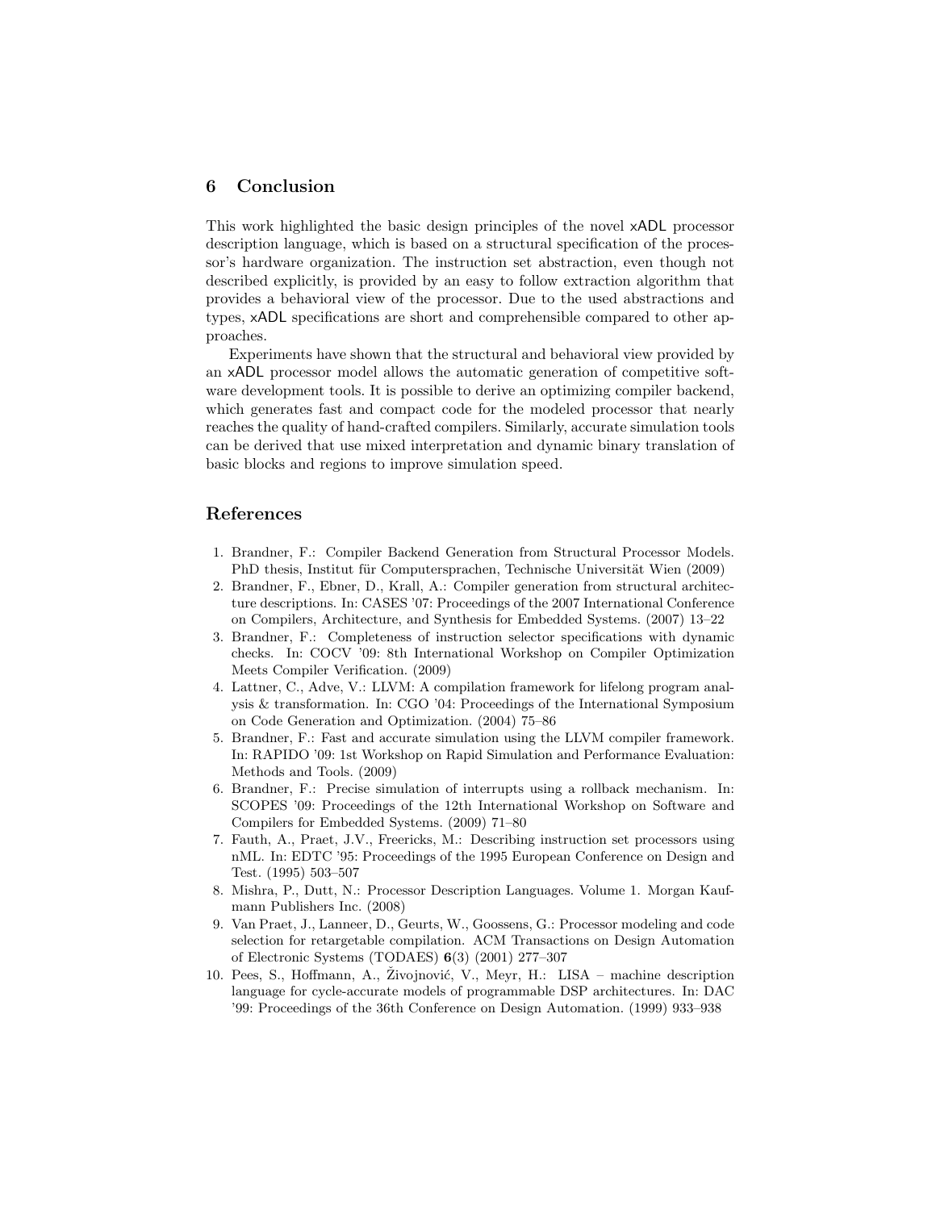## 6 Conclusion

This work highlighted the basic design principles of the novel xADL processor description language, which is based on a structural specification of the processor's hardware organization. The instruction set abstraction, even though not described explicitly, is provided by an easy to follow extraction algorithm that provides a behavioral view of the processor. Due to the used abstractions and types, xADL specifications are short and comprehensible compared to other approaches.

Experiments have shown that the structural and behavioral view provided by an xADL processor model allows the automatic generation of competitive software development tools. It is possible to derive an optimizing compiler backend, which generates fast and compact code for the modeled processor that nearly reaches the quality of hand-crafted compilers. Similarly, accurate simulation tools can be derived that use mixed interpretation and dynamic binary translation of basic blocks and regions to improve simulation speed.

## References

1. Brandner, F.: Compiler Backend Generation from Structural Processor Models. PhD thesis, Institut für Computersprachen, Technische Universität Wien (2009)
2. Brandner, F., Ebner, D., Krall, A.: Compiler generation from structural architecture descriptions. In: CASES '07: Proceedings of the 2007 International Conference on Compilers, Architecture, and Synthesis for Embedded Systems. (2007) 13–22
3. Brandner, F.: Completeness of instruction selector specifications with dynamic checks. In: COCV '09: 8th International Workshop on Compiler Optimization Meets Compiler Verification. (2009)
4. Lattner, C., Adve, V.: LLVM: A compilation framework for lifelong program analysis & transformation. In: CGO '04: Proceedings of the International Symposium on Code Generation and Optimization. (2004) 75–86
5. Brandner, F.: Fast and accurate simulation using the LLVM compiler framework. In: RAPIDO '09: 1st Workshop on Rapid Simulation and Performance Evaluation: Methods and Tools. (2009)
6. Brandner, F.: Precise simulation of interrupts using a rollback mechanism. In: SCOPES '09: Proceedings of the 12th International Workshop on Software and Compilers for Embedded Systems. (2009) 71–80
7. Fauth, A., Praet, J.V., Freericks, M.: Describing instruction set processors using nML. In: EDTC '95: Proceedings of the 1995 European Conference on Design and Test. (1995) 503–507
8. Mishra, P., Dutt, N.: Processor Description Languages. Volume 1. Morgan Kaufmann Publishers Inc. (2008)
9. Van Praet, J., Lanneer, D., Geurts, W., Goossens, G.: Processor modeling and code selection for retargetable compilation. ACM Transactions on Design Automation of Electronic Systems (TODAES) **6**(3) (2001) 277–307
10. Pees, S., Hoffmann, A., Živojnović, V., Meyr, H.: LISA – machine description language for cycle-accurate models of programmable DSP architectures. In: DAC '99: Proceedings of the 36th Conference on Design Automation. (1999) 933–938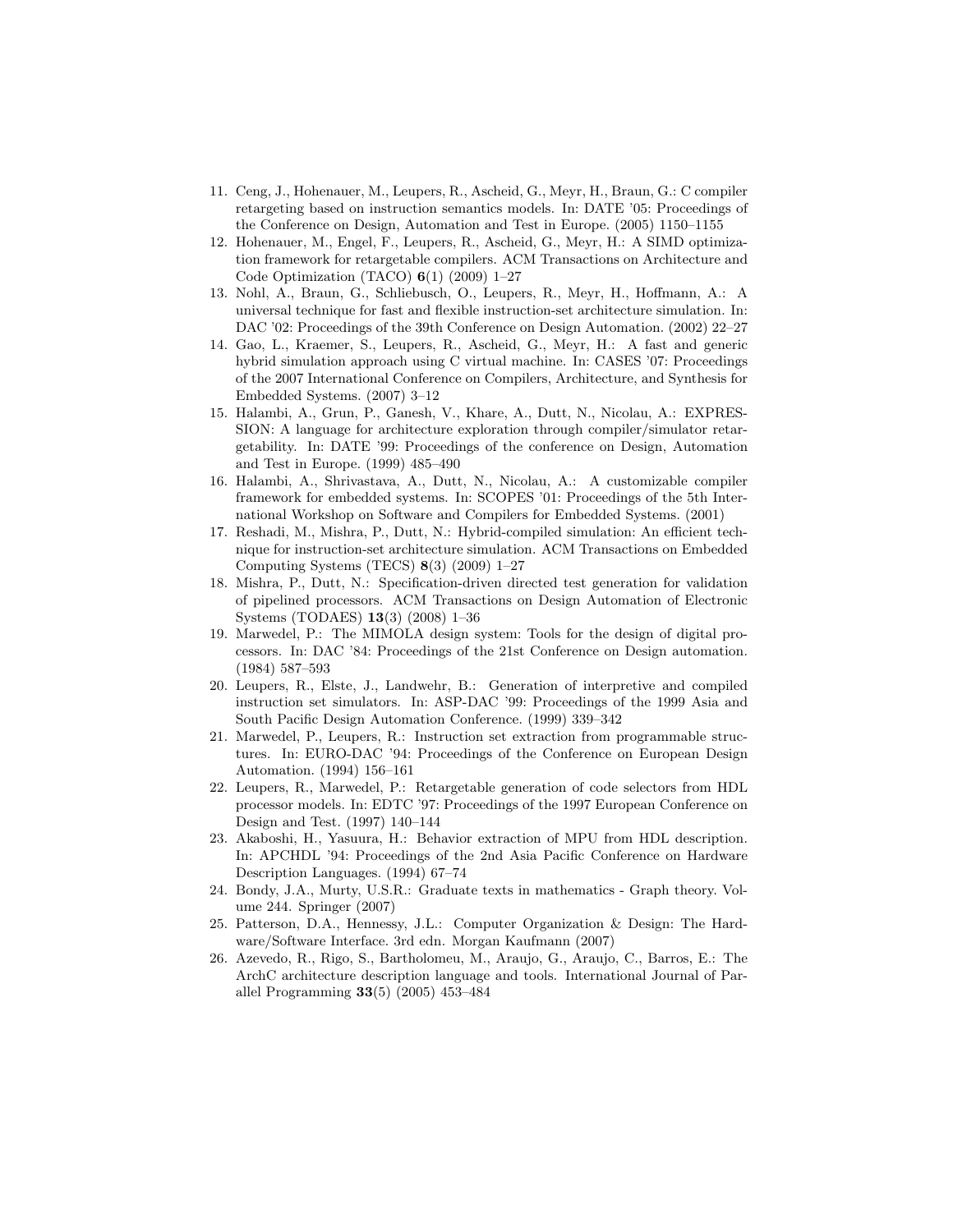11. Ceng, J., Hohenauer, M., Leupers, R., Ascheid, G., Meyr, H., Braun, G.: C compiler retargeting based on instruction semantics models. In: DATE '05: Proceedings of the Conference on Design, Automation and Test in Europe. (2005) 1150–1155
12. Hohenauer, M., Engel, F., Leupers, R., Ascheid, G., Meyr, H.: A SIMD optimization framework for retargetable compilers. ACM Transactions on Architecture and Code Optimization (TACO) **6**(1) (2009) 1–27
13. Nohl, A., Braun, G., Schliebusch, O., Leupers, R., Meyr, H., Hoffmann, A.: A universal technique for fast and flexible instruction-set architecture simulation. In: DAC '02: Proceedings of the 39th Conference on Design Automation. (2002) 22–27
14. Gao, L., Kraemer, S., Leupers, R., Ascheid, G., Meyr, H.: A fast and generic hybrid simulation approach using C virtual machine. In: CASES '07: Proceedings of the 2007 International Conference on Compilers, Architecture, and Synthesis for Embedded Systems. (2007) 3–12
15. Halambi, A., Grun, P., Ganesh, V., Khare, A., Dutt, N., Nicolau, A.: EXPRESSION: A language for architecture exploration through compiler/simulator retargetability. In: DATE '99: Proceedings of the conference on Design, Automation and Test in Europe. (1999) 485–490
16. Halambi, A., Shrivastava, A., Dutt, N., Nicolau, A.: A customizable compiler framework for embedded systems. In: SCOPES '01: Proceedings of the 5th International Workshop on Software and Compilers for Embedded Systems. (2001)
17. Reshadi, M., Mishra, P., Dutt, N.: Hybrid-compiled simulation: An efficient technique for instruction-set architecture simulation. ACM Transactions on Embedded Computing Systems (TECS) **8**(3) (2009) 1–27
18. Mishra, P., Dutt, N.: Specification-driven directed test generation for validation of pipelined processors. ACM Transactions on Design Automation of Electronic Systems (TODAES) **13**(3) (2008) 1–36
19. Marwedel, P.: The MIMOLA design system: Tools for the design of digital processors. In: DAC '84: Proceedings of the 21st Conference on Design automation. (1984) 587–593
20. Leupers, R., Elste, J., Landwehr, B.: Generation of interpretive and compiled instruction set simulators. In: ASP-DAC '99: Proceedings of the 1999 Asia and South Pacific Design Automation Conference. (1999) 339–342
21. Marwedel, P., Leupers, R.: Instruction set extraction from programmable structures. In: EURO-DAC '94: Proceedings of the Conference on European Design Automation. (1994) 156–161
22. Leupers, R., Marwedel, P.: Retargetable generation of code selectors from HDL processor models. In: EDTC '97: Proceedings of the 1997 European Conference on Design and Test. (1997) 140–144
23. Akaboshi, H., Yasuura, H.: Behavior extraction of MPU from HDL description. In: APCHDL '94: Proceedings of the 2nd Asia Pacific Conference on Hardware Description Languages. (1994) 67–74
24. Bondy, J.A., Murty, U.S.R.: Graduate texts in mathematics - Graph theory. Volume 244. Springer (2007)
25. Patterson, D.A., Hennessy, J.L.: Computer Organization & Design: The Hardware/Software Interface. 3rd edn. Morgan Kaufmann (2007)
26. Azevedo, R., Rigo, S., Bartholomeu, M., Araujo, G., Araujo, C., Barros, E.: The ArchC architecture description language and tools. International Journal of Parallel Programming **33**(5) (2005) 453–484